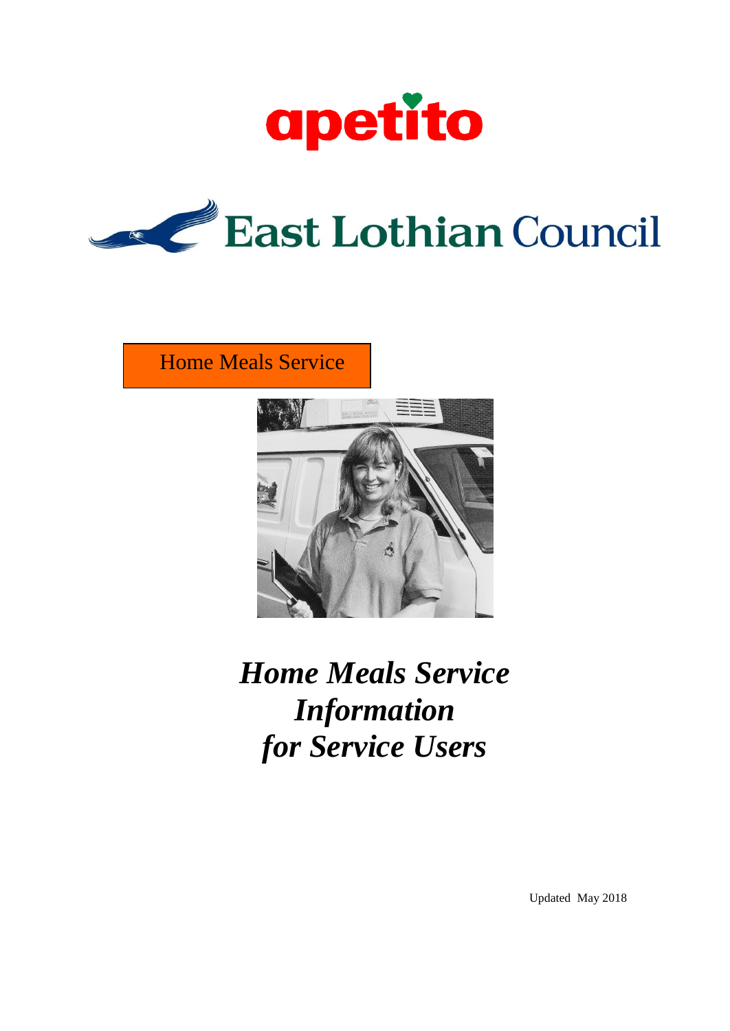apetito

East Lothian Council

Home Meals Service

# *Home Meals Service Information for Service Users*

Updated May 2018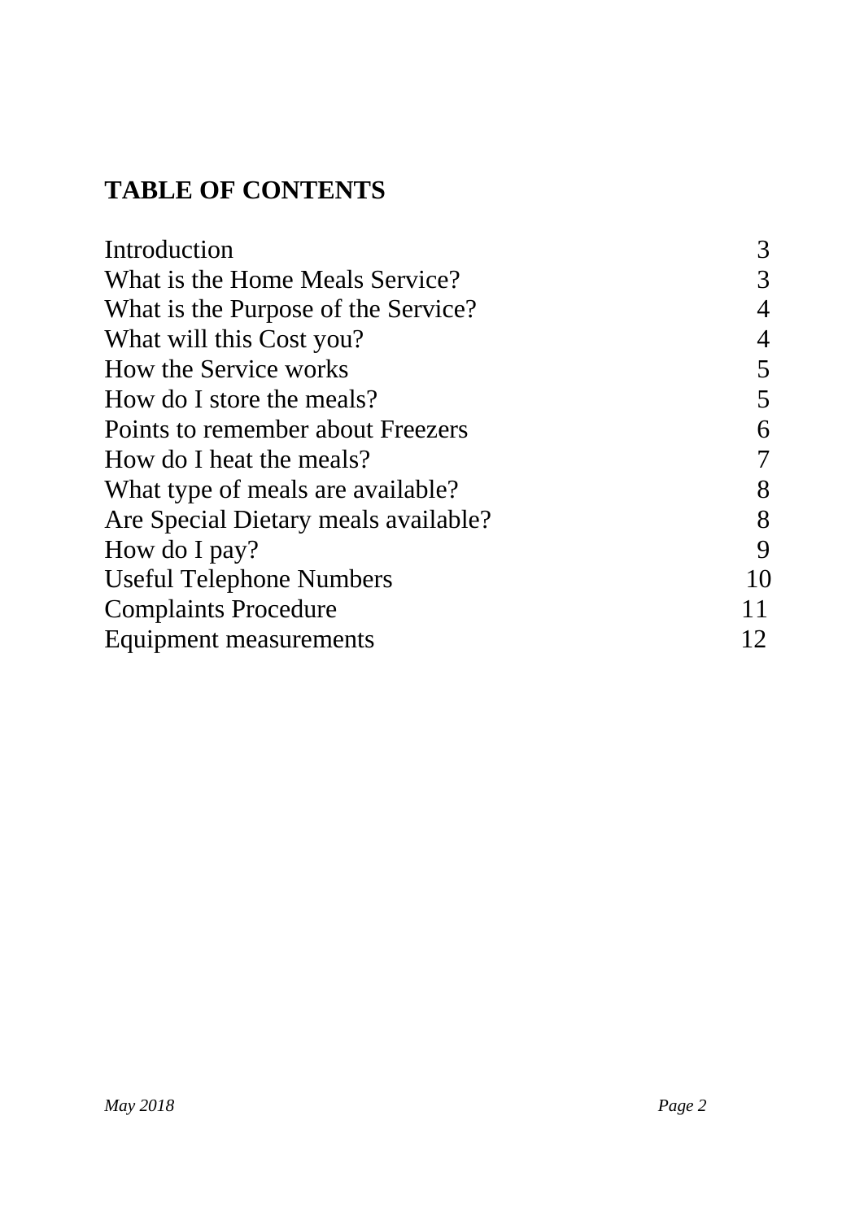# TABLE OF CONTENTS

| | |
|---|---|
| Introduction | 3 |
| What is the Home Meals Service? | 3 |
| What is the Purpose of the Service? | 4 |
| What will this Cost you? | 4 |
| How the Service works | 5 |
| How do I store the meals? | 5 |
| Points to remember about Freezers | 6 |
| How do I heat the meals? | 7 |
| What type of meals are available? | 8 |
| Are Special Dietary meals available? | 8 |
| How do I pay? | 9 |
| Useful Telephone Numbers | 10 |
| Complaints Procedure | 11 |
| Equipment measurements | 12 |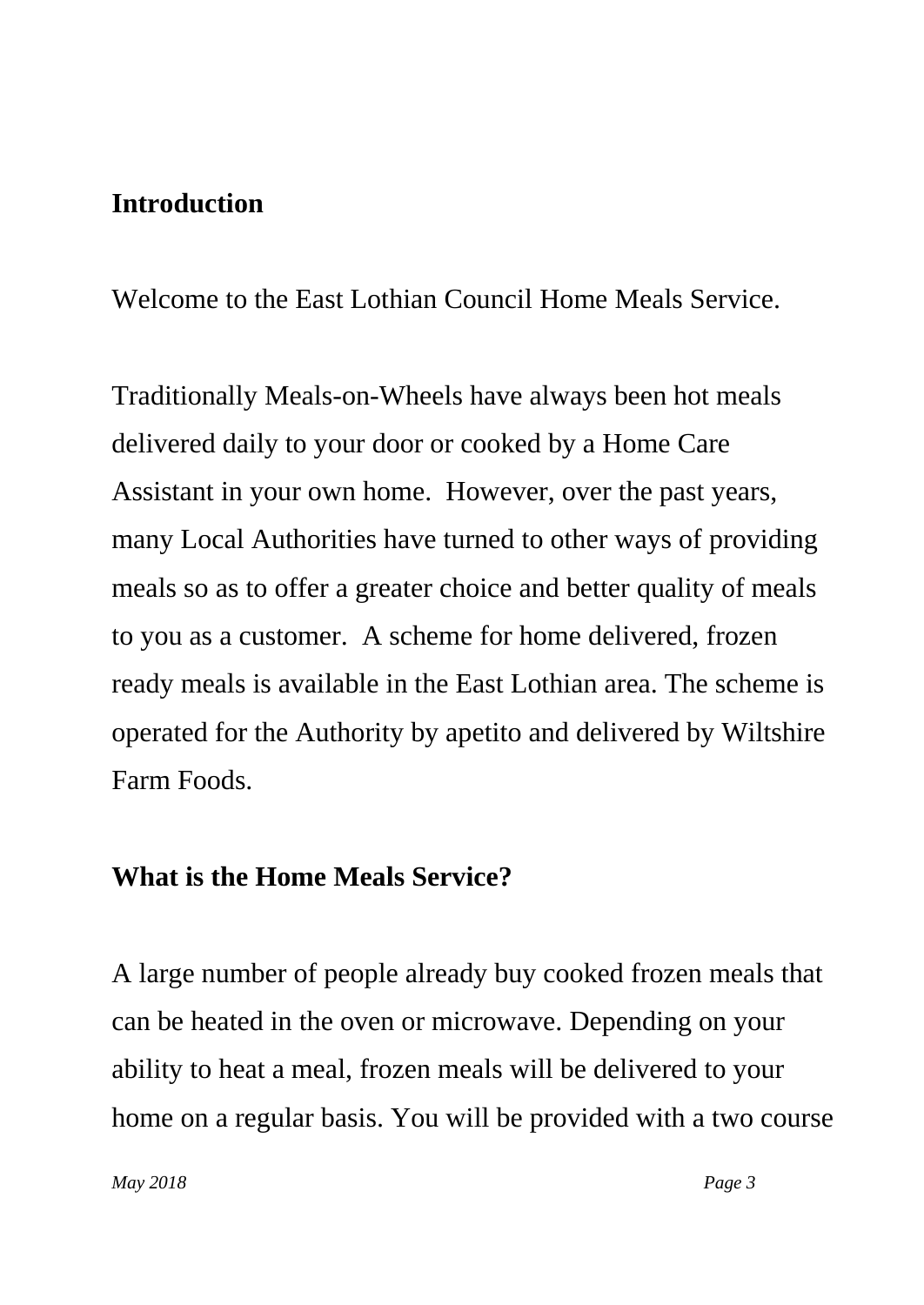## Introduction

Welcome to the East Lothian Council Home Meals Service.

Traditionally Meals-on-Wheels have always been hot meals delivered daily to your door or cooked by a Home Care Assistant in your own home. However, over the past years, many Local Authorities have turned to other ways of providing meals so as to offer a greater choice and better quality of meals to you as a customer. A scheme for home delivered, frozen ready meals is available in the East Lothian area. The scheme is operated for the Authority by apetito and delivered by Wiltshire Farm Foods.

## What is the Home Meals Service?

A large number of people already buy cooked frozen meals that can be heated in the oven or microwave. Depending on your ability to heat a meal, frozen meals will be delivered to your home on a regular basis. You will be provided with a two course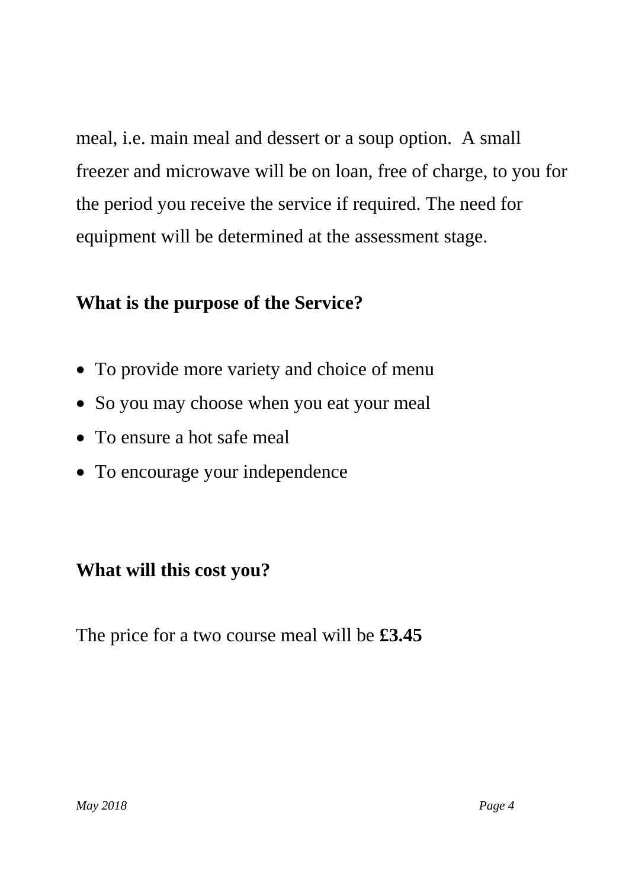meal, i.e. main meal and dessert or a soup option. A small freezer and microwave will be on loan, free of charge, to you for the period you receive the service if required. The need for equipment will be determined at the assessment stage.

**What is the purpose of the Service?**

- To provide more variety and choice of menu
- So you may choose when you eat your meal
- To ensure a hot safe meal
- To encourage your independence

**What will this cost you?**

The price for a two course meal will be **£3.45**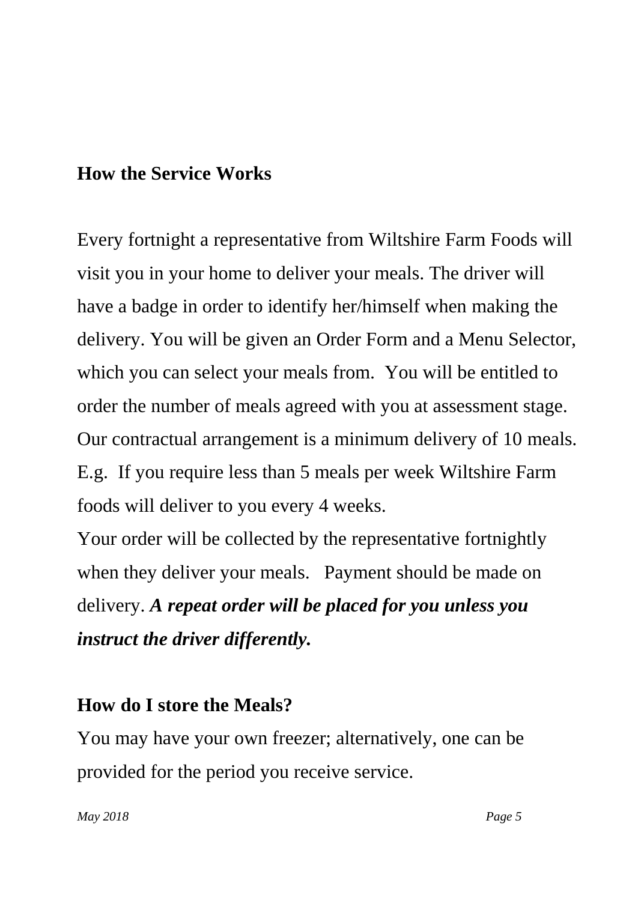## How the Service Works

Every fortnight a representative from Wiltshire Farm Foods will visit you in your home to deliver your meals. The driver will have a badge in order to identify her/himself when making the delivery. You will be given an Order Form and a Menu Selector, which you can select your meals from.  You will be entitled to order the number of meals agreed with you at assessment stage. Our contractual arrangement is a minimum delivery of 10 meals. E.g.  If you require less than 5 meals per week Wiltshire Farm foods will deliver to you every 4 weeks.

Your order will be collected by the representative fortnightly when they deliver your meals.   Payment should be made on delivery. ***A repeat order will be placed for you unless you instruct the driver differently.***

## How do I store the Meals?

You may have your own freezer; alternatively, one can be provided for the period you receive service.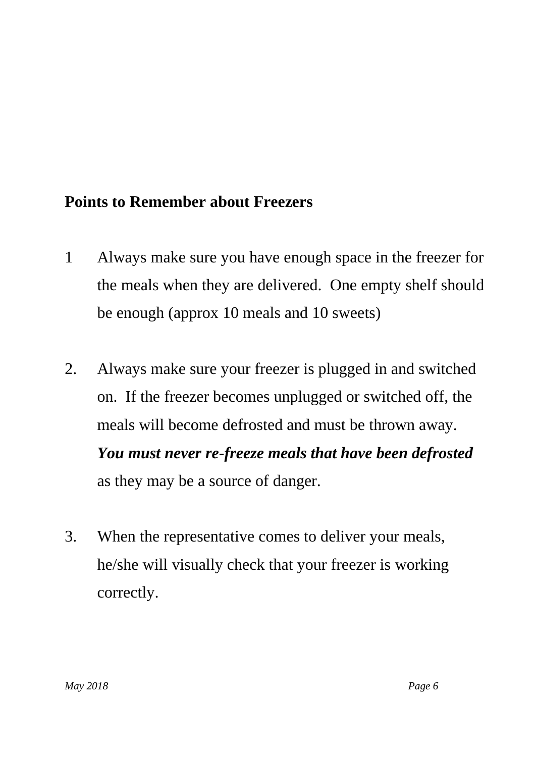**Points to Remember about Freezers**

1 Always make sure you have enough space in the freezer for the meals when they are delivered. One empty shelf should be enough (approx 10 meals and 10 sweets)

2. Always make sure your freezer is plugged in and switched on. If the freezer becomes unplugged or switched off, the meals will become defrosted and must be thrown away. ***You must never re-freeze meals that have been defrosted*** as they may be a source of danger.

3. When the representative comes to deliver your meals, he/she will visually check that your freezer is working correctly.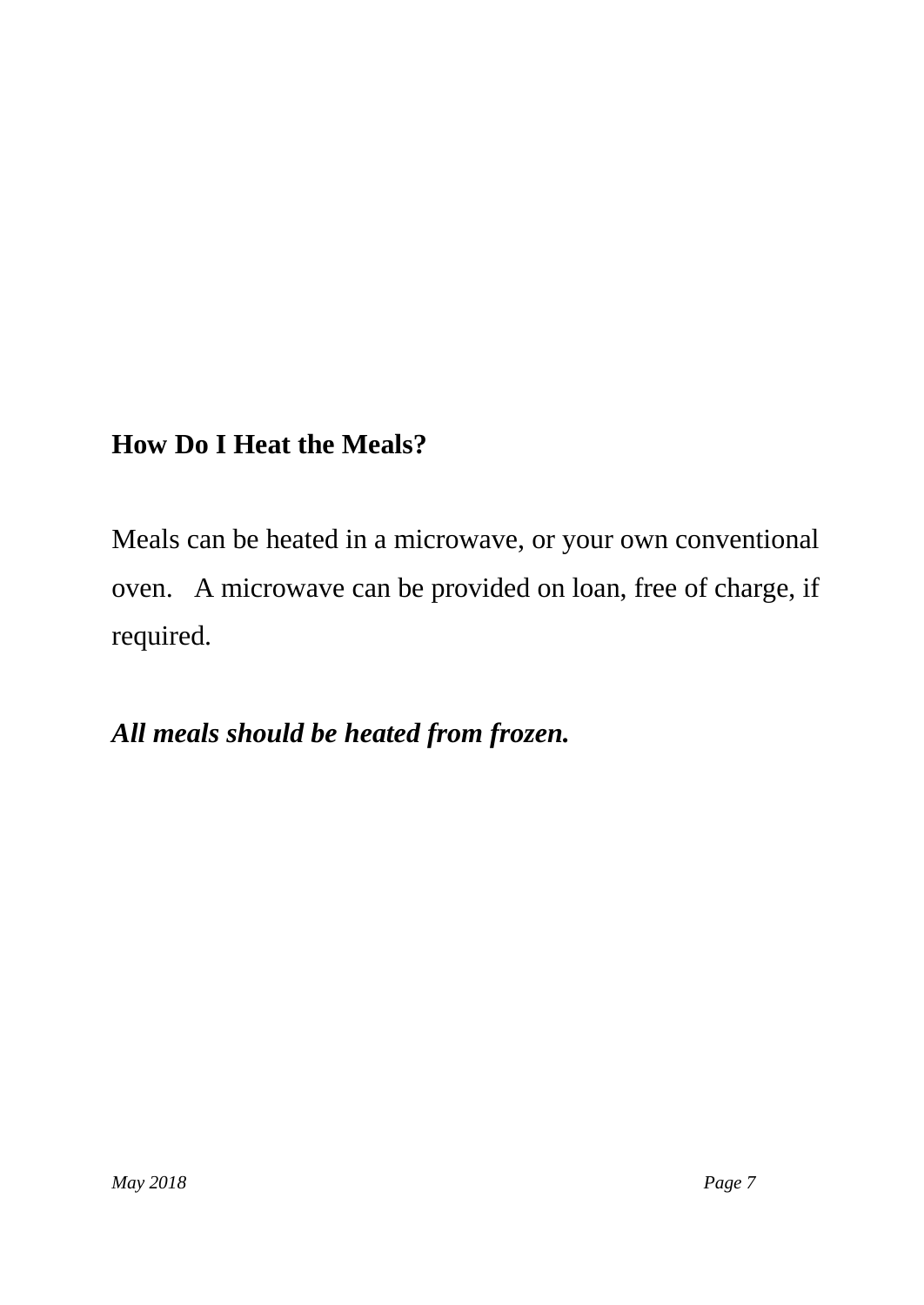**How Do I Heat the Meals?**

Meals can be heated in a microwave, or your own conventional oven. A microwave can be provided on loan, free of charge, if required.

***All meals should be heated from frozen.***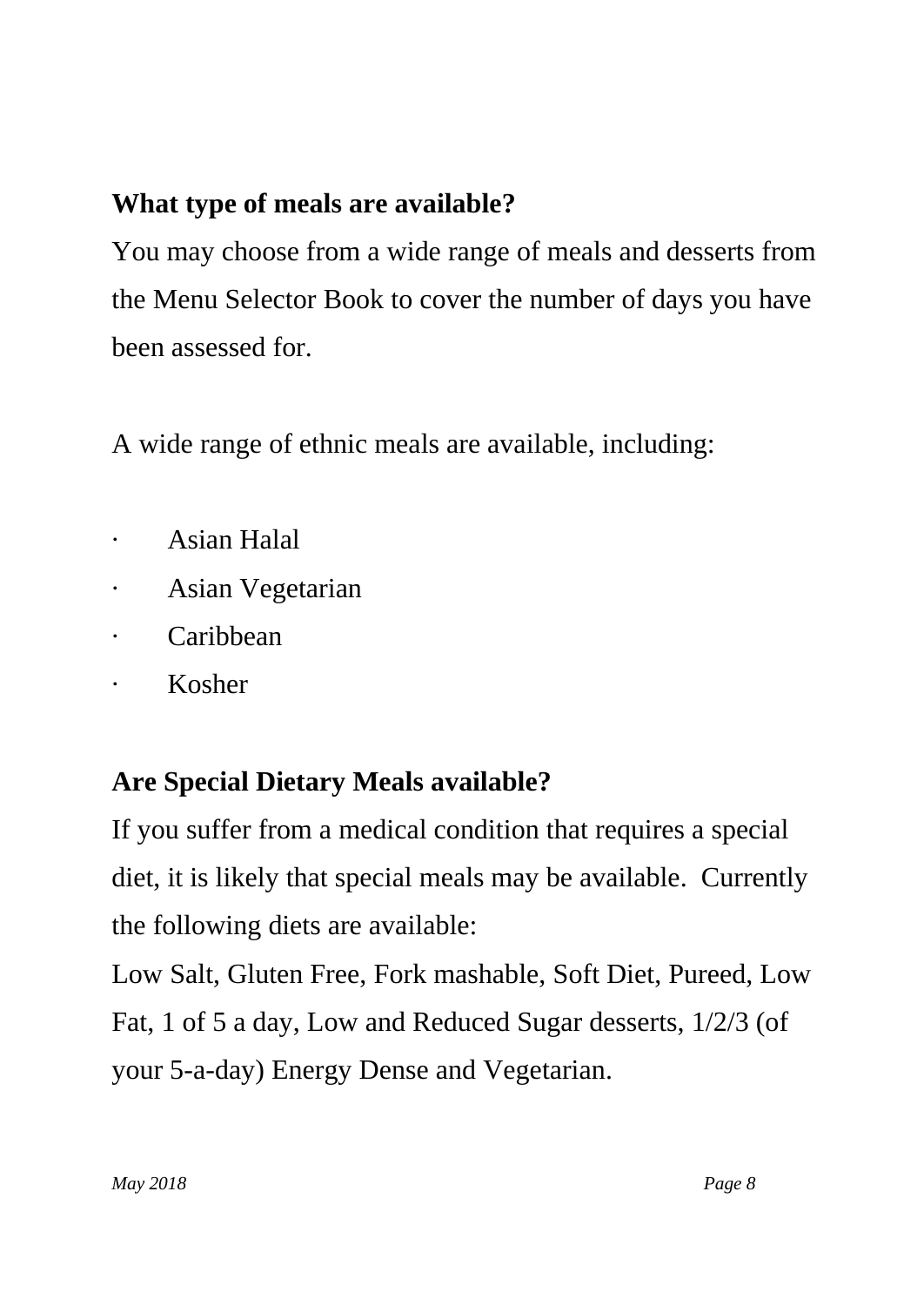**What type of meals are available?**

You may choose from a wide range of meals and desserts from the Menu Selector Book to cover the number of days you have been assessed for.

A wide range of ethnic meals are available, including:

- Asian Halal
- Asian Vegetarian
- Caribbean
- Kosher

**Are Special Dietary Meals available?**

If you suffer from a medical condition that requires a special diet, it is likely that special meals may be available.  Currently the following diets are available:

Low Salt, Gluten Free, Fork mashable, Soft Diet, Pureed, Low Fat, 1 of 5 a day, Low and Reduced Sugar desserts, 1/2/3 (of your 5-a-day) Energy Dense and Vegetarian.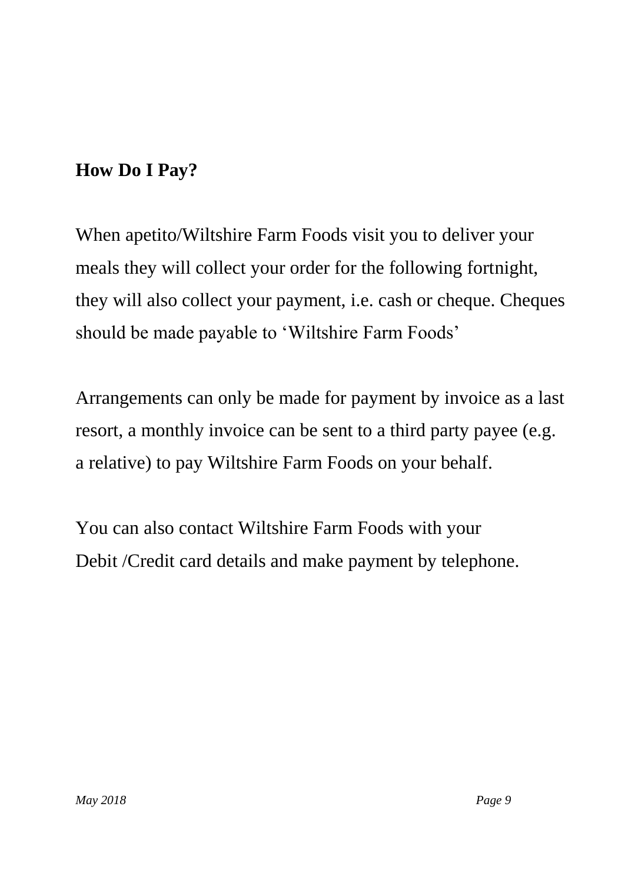## How Do I Pay?

When apetito/Wiltshire Farm Foods visit you to deliver your meals they will collect your order for the following fortnight, they will also collect your payment, i.e. cash or cheque. Cheques should be made payable to 'Wiltshire Farm Foods'

Arrangements can only be made for payment by invoice as a last resort, a monthly invoice can be sent to a third party payee (e.g. a relative) to pay Wiltshire Farm Foods on your behalf.

You can also contact Wiltshire Farm Foods with your Debit /Credit card details and make payment by telephone.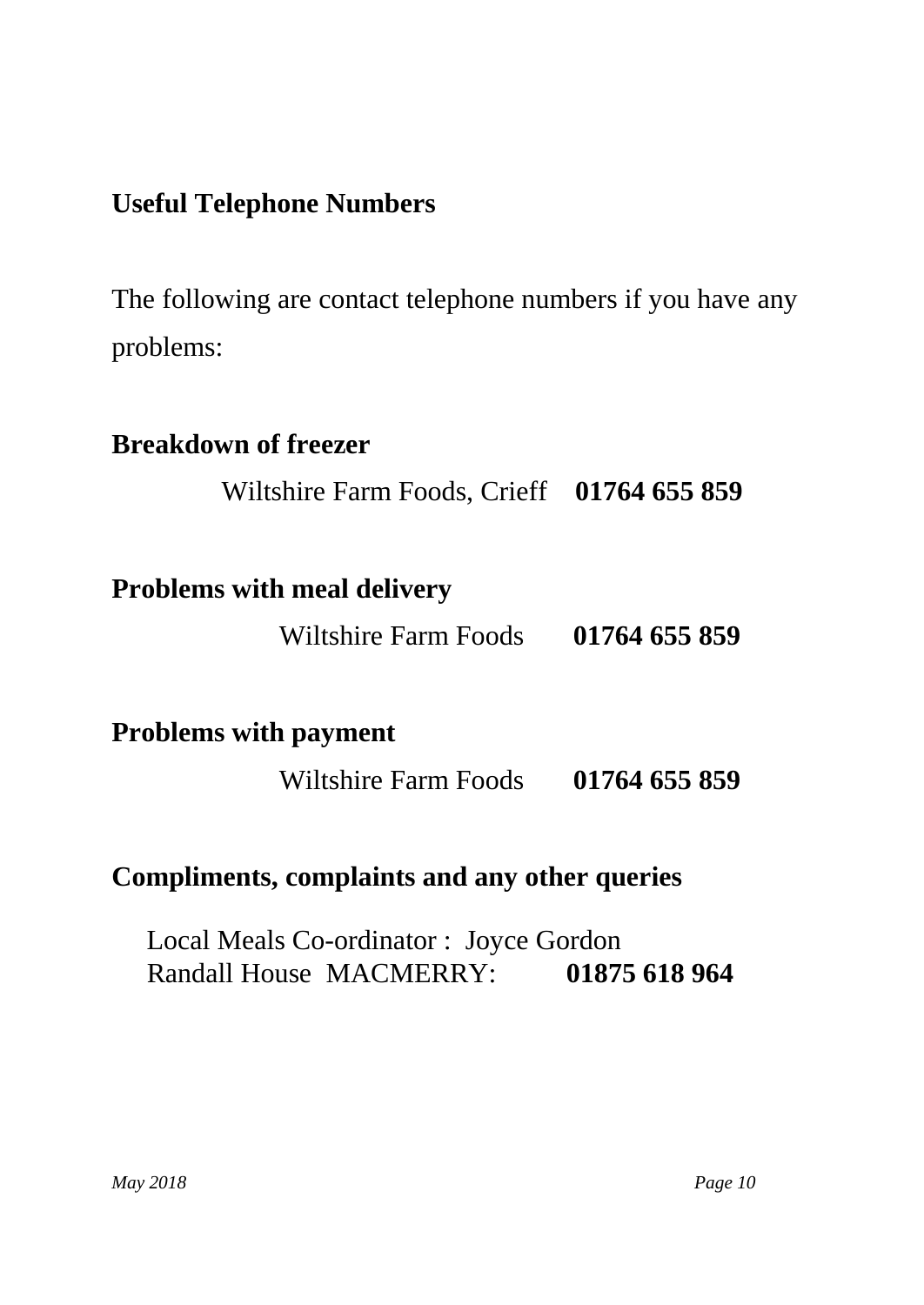## Useful Telephone Numbers

The following are contact telephone numbers if you have any problems:

**Breakdown of freezer**

Wiltshire Farm Foods, Crieff **01764 655 859**

**Problems with meal delivery**

Wiltshire Farm Foods **01764 655 859**

**Problems with payment**

Wiltshire Farm Foods **01764 655 859**

**Compliments, complaints and any other queries**

Local Meals Co-ordinator : Joyce Gordon
Randall House MACMERRY: **01875 618 964**

*May 2018*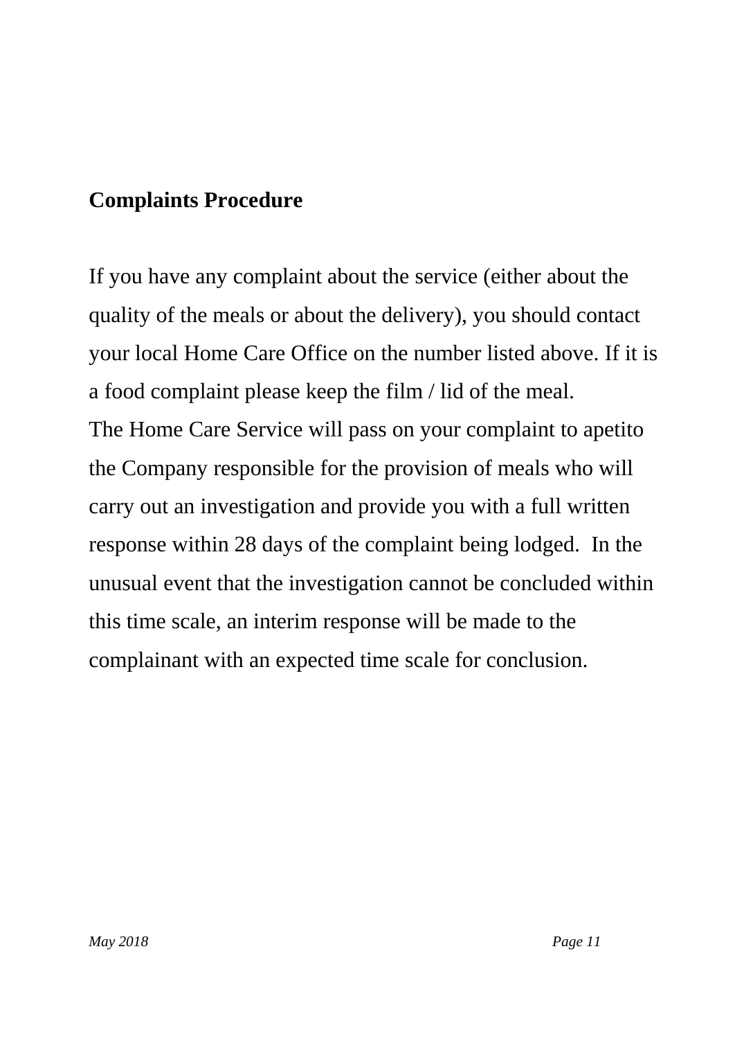## Complaints Procedure

If you have any complaint about the service (either about the quality of the meals or about the delivery), you should contact your local Home Care Office on the number listed above. If it is a food complaint please keep the film / lid of the meal.
The Home Care Service will pass on your complaint to apetito the Company responsible for the provision of meals who will carry out an investigation and provide you with a full written response within 28 days of the complaint being lodged. In the unusual event that the investigation cannot be concluded within this time scale, an interim response will be made to the complainant with an expected time scale for conclusion.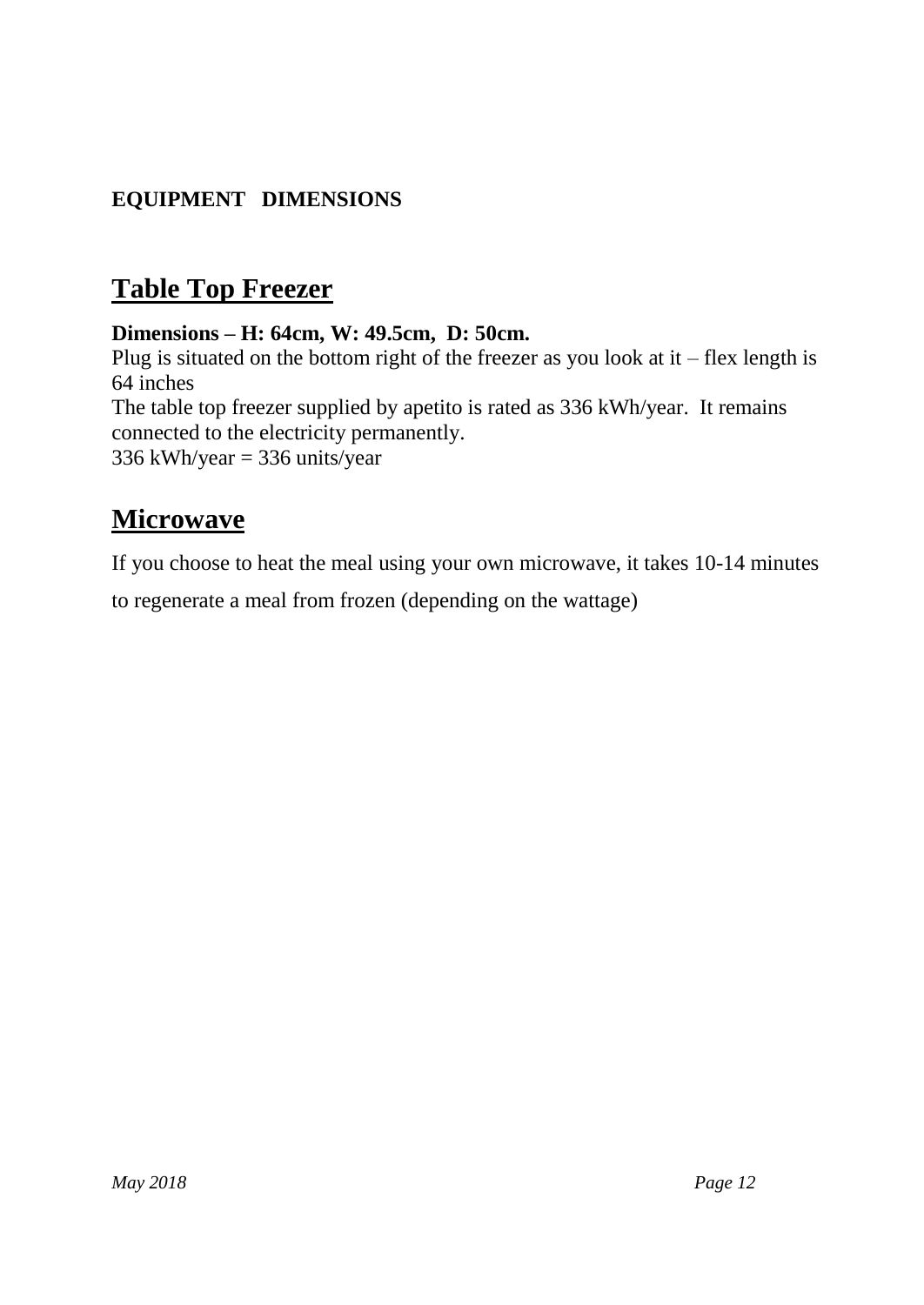**EQUIPMENT DIMENSIONS**

## Table Top Freezer

**Dimensions – H: 64cm, W: 49.5cm, D: 50cm.**
Plug is situated on the bottom right of the freezer as you look at it – flex length is 64 inches
The table top freezer supplied by apetito is rated as 336 kWh/year. It remains connected to the electricity permanently.
336 kWh/year = 336 units/year

## Microwave

If you choose to heat the meal using your own microwave, it takes 10-14 minutes to regenerate a meal from frozen (depending on the wattage)